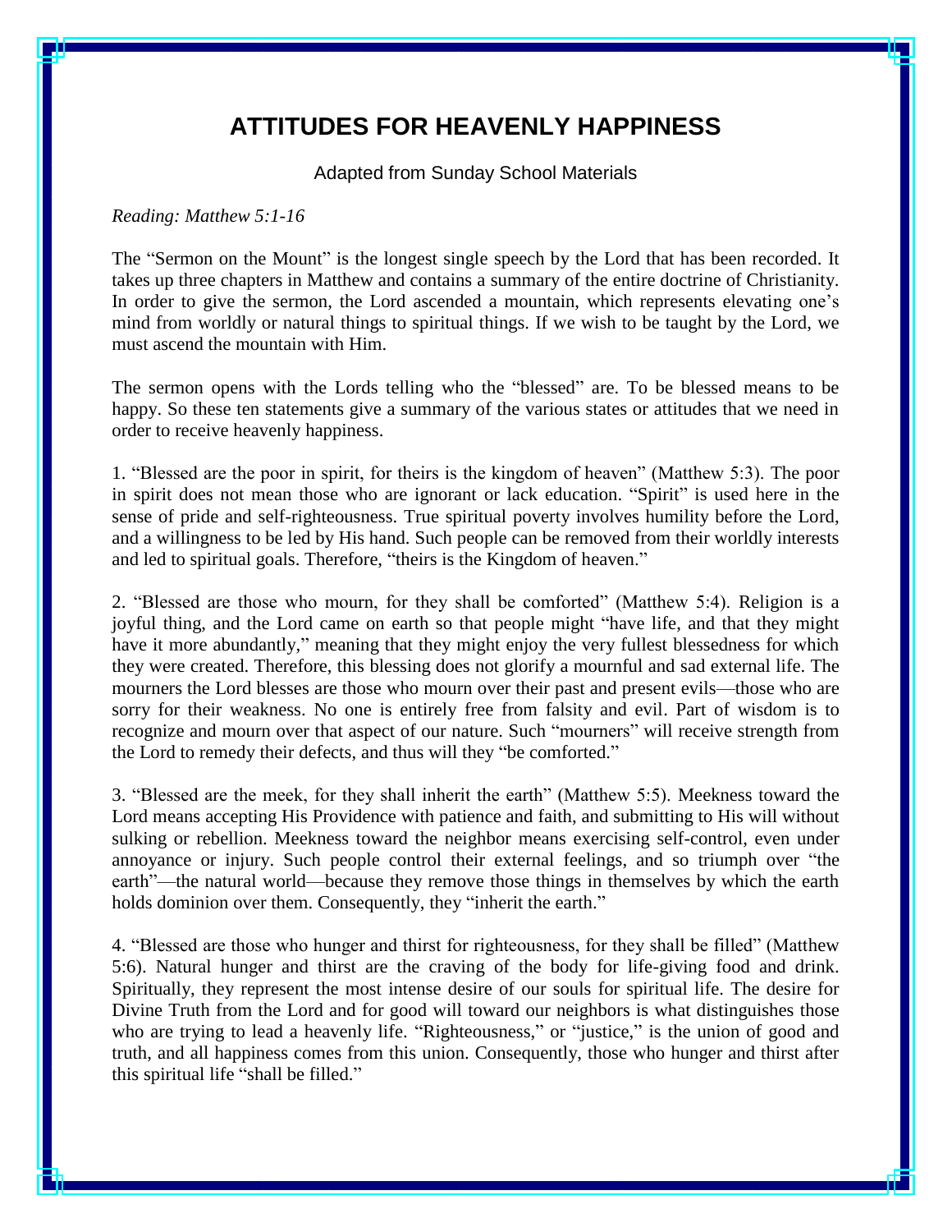# ATTITUDES FOR HEAVENLY HAPPINESS

Adapted from Sunday School Materials

*Reading: Matthew 5:1-16*

The “Sermon on the Mount” is the longest single speech by the Lord that has been recorded. It takes up three chapters in Matthew and contains a summary of the entire doctrine of Christianity. In order to give the sermon, the Lord ascended a mountain, which represents elevating one’s mind from worldly or natural things to spiritual things. If we wish to be taught by the Lord, we must ascend the mountain with Him.

The sermon opens with the Lords telling who the “blessed” are. To be blessed means to be happy. So these ten statements give a summary of the various states or attitudes that we need in order to receive heavenly happiness.

1. “Blessed are the poor in spirit, for theirs is the kingdom of heaven” (Matthew 5:3). The poor in spirit does not mean those who are ignorant or lack education. “Spirit” is used here in the sense of pride and self-righteousness. True spiritual poverty involves humility before the Lord, and a willingness to be led by His hand. Such people can be removed from their worldly interests and led to spiritual goals. Therefore, “theirs is the Kingdom of heaven.”

2. “Blessed are those who mourn, for they shall be comforted” (Matthew 5:4). Religion is a joyful thing, and the Lord came on earth so that people might “have life, and that they might have it more abundantly,” meaning that they might enjoy the very fullest blessedness for which they were created. Therefore, this blessing does not glorify a mournful and sad external life. The mourners the Lord blesses are those who mourn over their past and present evils—those who are sorry for their weakness. No one is entirely free from falsity and evil. Part of wisdom is to recognize and mourn over that aspect of our nature. Such “mourners” will receive strength from the Lord to remedy their defects, and thus will they “be comforted.”

3. “Blessed are the meek, for they shall inherit the earth” (Matthew 5:5). Meekness toward the Lord means accepting His Providence with patience and faith, and submitting to His will without sulking or rebellion. Meekness toward the neighbor means exercising self-control, even under annoyance or injury. Such people control their external feelings, and so triumph over “the earth”—the natural world—because they remove those things in themselves by which the earth holds dominion over them. Consequently, they “inherit the earth.”

4. “Blessed are those who hunger and thirst for righteousness, for they shall be filled” (Matthew 5:6). Natural hunger and thirst are the craving of the body for life-giving food and drink. Spiritually, they represent the most intense desire of our souls for spiritual life. The desire for Divine Truth from the Lord and for good will toward our neighbors is what distinguishes those who are trying to lead a heavenly life. “Righteousness,” or “justice,” is the union of good and truth, and all happiness comes from this union. Consequently, those who hunger and thirst after this spiritual life “shall be filled.”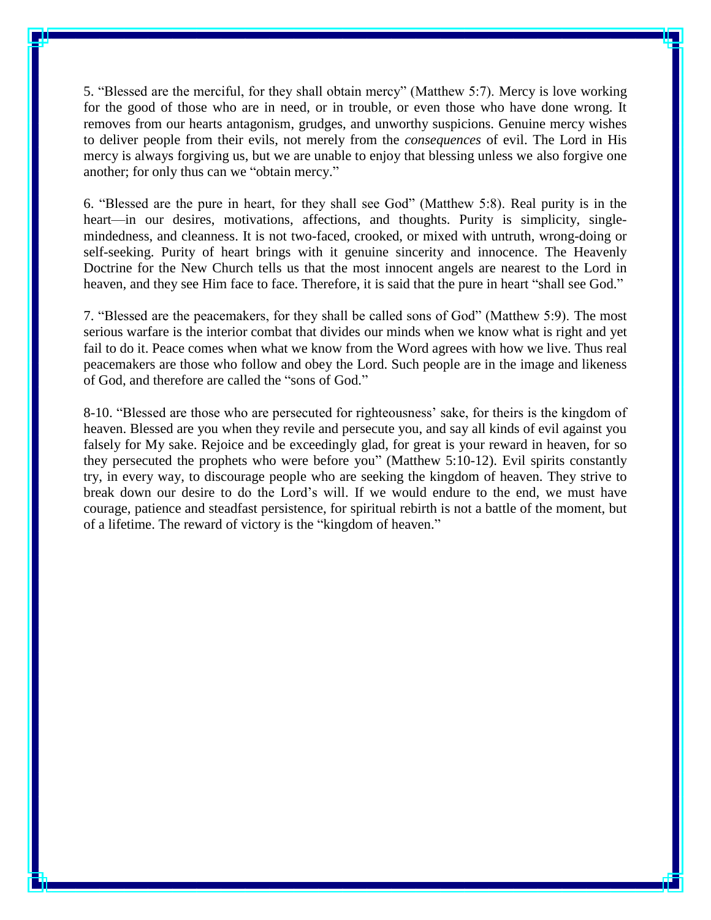5. “Blessed are the merciful, for they shall obtain mercy” (Matthew 5:7). Mercy is love working for the good of those who are in need, or in trouble, or even those who have done wrong. It removes from our hearts antagonism, grudges, and unworthy suspicions. Genuine mercy wishes to deliver people from their evils, not merely from the *consequences* of evil. The Lord in His mercy is always forgiving us, but we are unable to enjoy that blessing unless we also forgive one another; for only thus can we “obtain mercy.”

6. “Blessed are the pure in heart, for they shall see God” (Matthew 5:8). Real purity is in the heart—in our desires, motivations, affections, and thoughts. Purity is simplicity, single-mindedness, and cleanness. It is not two-faced, crooked, or mixed with untruth, wrong-doing or self-seeking. Purity of heart brings with it genuine sincerity and innocence. The Heavenly Doctrine for the New Church tells us that the most innocent angels are nearest to the Lord in heaven, and they see Him face to face. Therefore, it is said that the pure in heart “shall see God.”

7. “Blessed are the peacemakers, for they shall be called sons of God” (Matthew 5:9). The most serious warfare is the interior combat that divides our minds when we know what is right and yet fail to do it. Peace comes when what we know from the Word agrees with how we live. Thus real peacemakers are those who follow and obey the Lord. Such people are in the image and likeness of God, and therefore are called the “sons of God.”

8-10. “Blessed are those who are persecuted for righteousness’ sake, for theirs is the kingdom of heaven. Blessed are you when they revile and persecute you, and say all kinds of evil against you falsely for My sake. Rejoice and be exceedingly glad, for great is your reward in heaven, for so they persecuted the prophets who were before you” (Matthew 5:10-12). Evil spirits constantly try, in every way, to discourage people who are seeking the kingdom of heaven. They strive to break down our desire to do the Lord’s will. If we would endure to the end, we must have courage, patience and steadfast persistence, for spiritual rebirth is not a battle of the moment, but of a lifetime. The reward of victory is the “kingdom of heaven.”